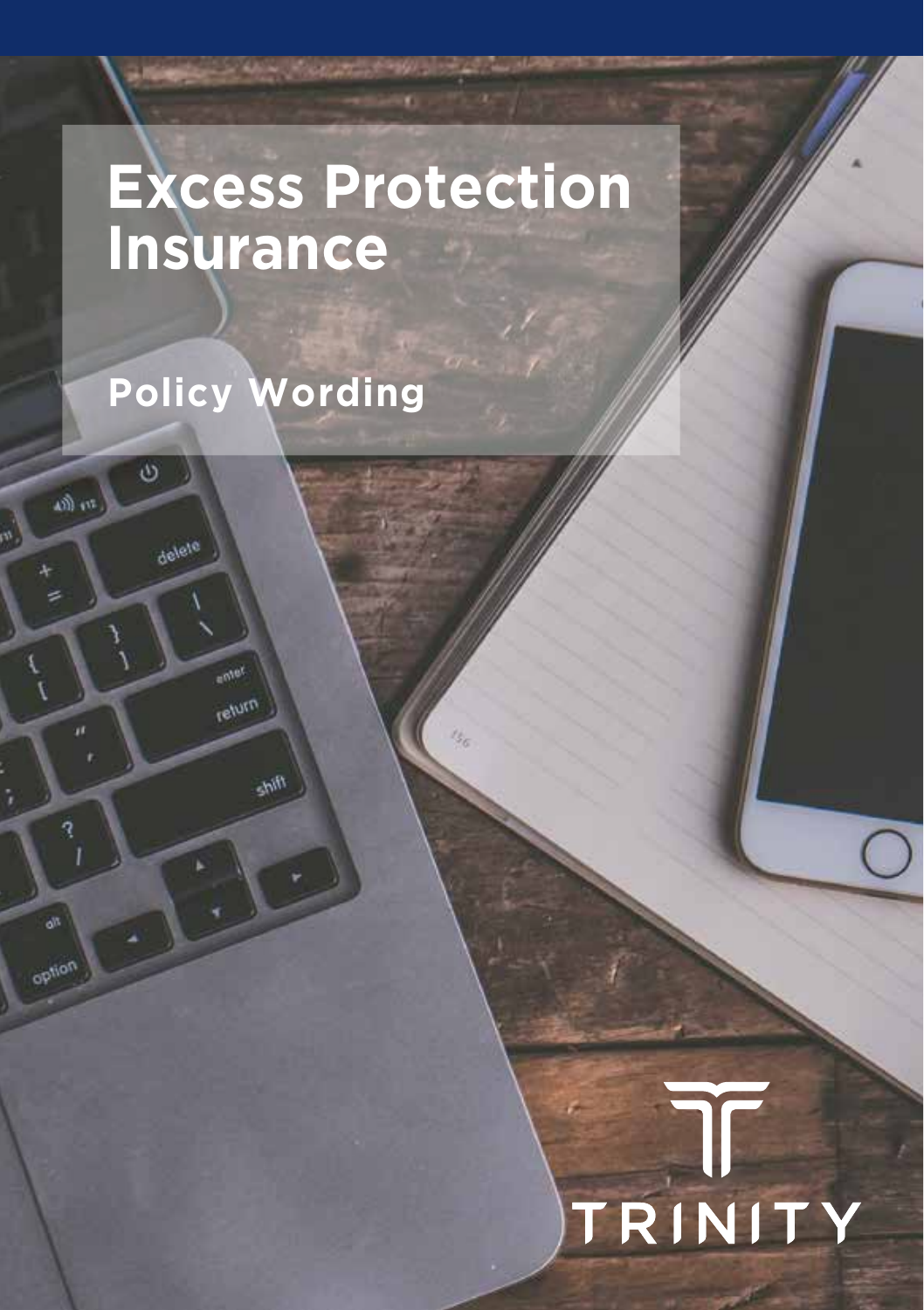# Excess Protection Insurance

## Policy Wording

TRINITY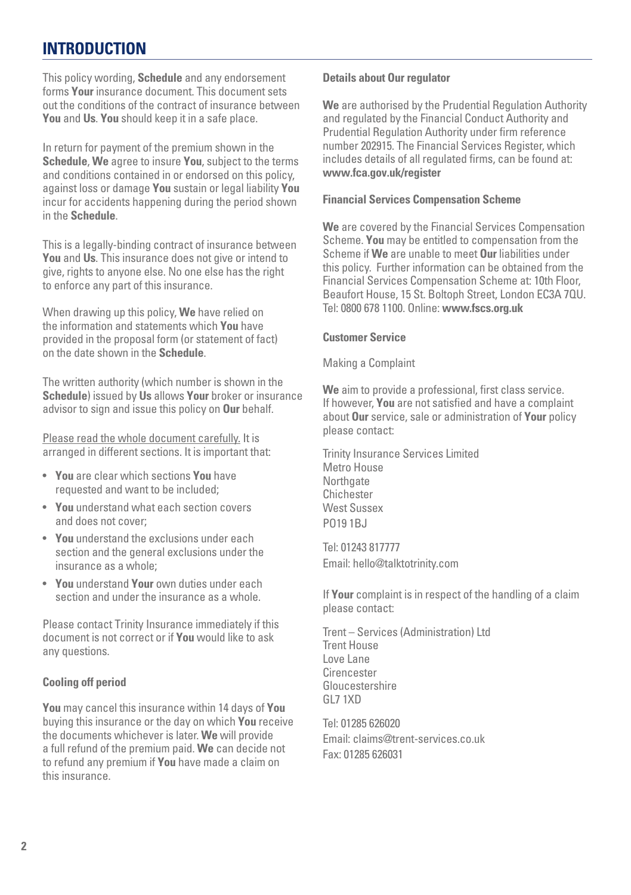# INTRODUCTION

This policy wording, **Schedule** and any endorsement forms **Your** insurance document. This document sets out the conditions of the contract of insurance between **You** and **Us**. **You** should keep it in a safe place.

In return for payment of the premium shown in the **Schedule**, **We** agree to insure **You**, subject to the terms and conditions contained in or endorsed on this policy, against loss or damage **You** sustain or legal liability **You** incur for accidents happening during the period shown in the **Schedule**.

This is a legally-binding contract of insurance between **You** and **Us**. This insurance does not give or intend to give, rights to anyone else. No one else has the right to enforce any part of this insurance.

When drawing up this policy, **We** have relied on the information and statements which **You** have provided in the proposal form (or statement of fact) on the date shown in the **Schedule**.

The written authority (which number is shown in the **Schedule**) issued by **Us** allows **Your** broker or insurance advisor to sign and issue this policy on **Our** behalf.

<u>Please read the whole document carefully.</u> It is arranged in different sections. It is important that:

- **You** are clear which sections **You** have requested and want to be included;
- **You** understand what each section covers and does not cover;
- **You** understand the exclusions under each section and the general exclusions under the insurance as a whole;
- **You** understand **Your** own duties under each section and under the insurance as a whole.

Please contact Trinity Insurance immediately if this document is not correct or if **You** would like to ask any questions.

### Cooling off period

**You** may cancel this insurance within 14 days of **You** buying this insurance or the day on which **You** receive the documents whichever is later. **We** will provide a full refund of the premium paid. **We** can decide not to refund any premium if **You** have made a claim on this insurance.

### Details about Our regulator

**We** are authorised by the Prudential Regulation Authority and regulated by the Financial Conduct Authority and Prudential Regulation Authority under firm reference number 202915. The Financial Services Register, which includes details of all regulated firms, can be found at: **www.fca.gov.uk/register**

### Financial Services Compensation Scheme

**We** are covered by the Financial Services Compensation Scheme. **You** may be entitled to compensation from the Scheme if **We** are unable to meet **Our** liabilities under this policy. Further information can be obtained from the Financial Services Compensation Scheme at: 10th Floor, Beaufort House, 15 St. Boltoph Street, London EC3A 7QU. Tel: 0800 678 1100. Online: **www.fscs.org.uk**

### Customer Service

Making a Complaint

**We** aim to provide a professional, first class service. If however, **You** are not satisfied and have a complaint about **Our** service, sale or administration of **Your** policy please contact:

Trinity Insurance Services Limited  
Metro House  
Northgate  
Chichester  
West Sussex  
PO19 1BJ

Tel: 01243 817777  
Email: hello@talktotrinity.com

If **Your** complaint is in respect of the handling of a claim please contact:

Trent – Services (Administration) Ltd  
Trent House  
Love Lane  
Cirencester  
Gloucestershire  
GL7 1XD

Tel: 01285 626020  
Email: claims@trent-services.co.uk  
Fax: 01285 626031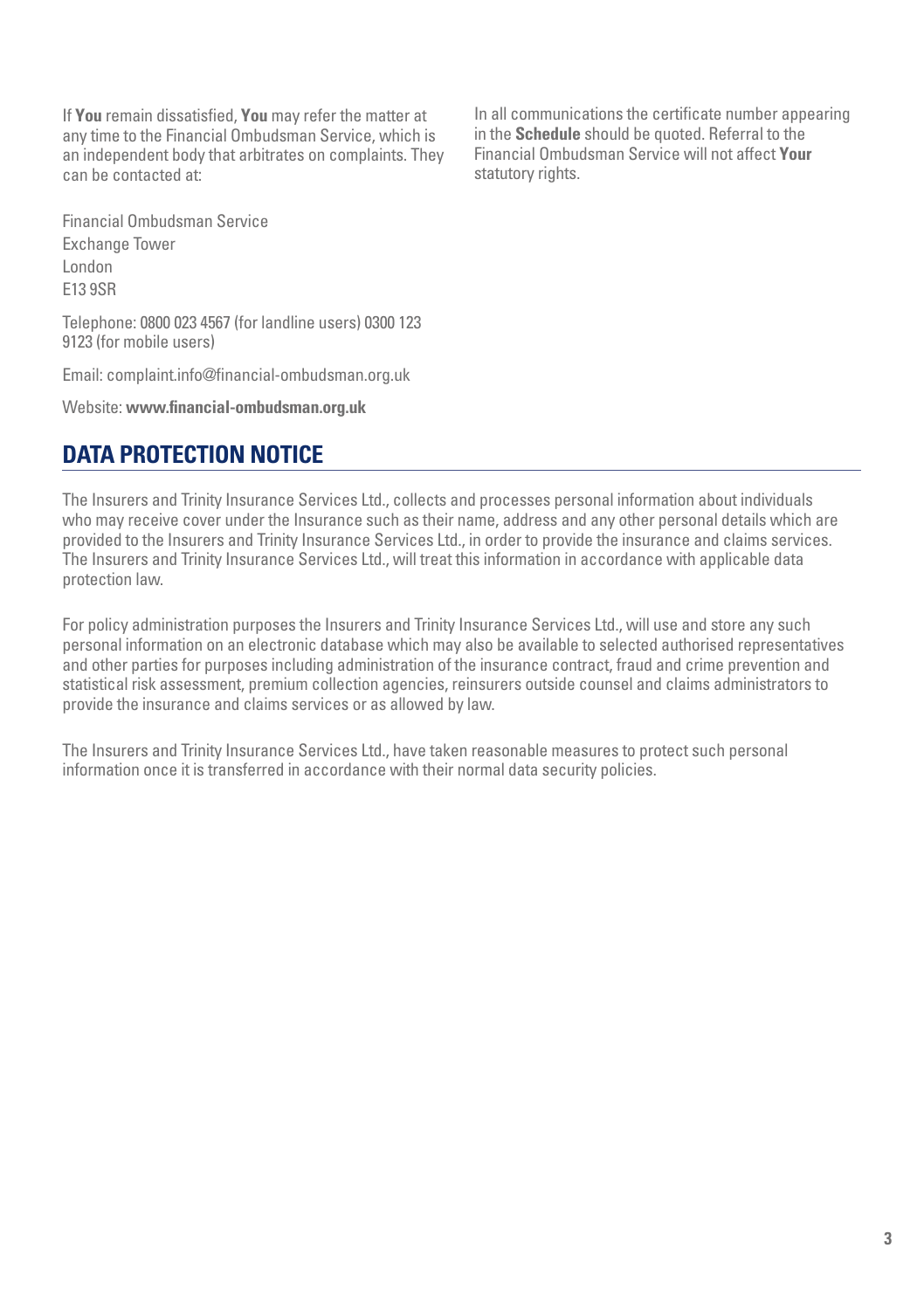If **You** remain dissatisfied, **You** may refer the matter at any time to the Financial Ombudsman Service, which is an independent body that arbitrates on complaints. They can be contacted at:

Financial Ombudsman Service
Exchange Tower
London
E13 9SR

Telephone: 0800 023 4567 (for landline users) 0300 123 9123 (for mobile users)

Email: complaint.info@financial-ombudsman.org.uk

Website: **www.financial-ombudsman.org.uk**

In all communications the certificate number appearing in the **Schedule** should be quoted. Referral to the Financial Ombudsman Service will not affect **Your** statutory rights.

## DATA PROTECTION NOTICE

The Insurers and Trinity Insurance Services Ltd., collects and processes personal information about individuals who may receive cover under the Insurance such as their name, address and any other personal details which are provided to the Insurers and Trinity Insurance Services Ltd., in order to provide the insurance and claims services. The Insurers and Trinity Insurance Services Ltd., will treat this information in accordance with applicable data protection law.

For policy administration purposes the Insurers and Trinity Insurance Services Ltd., will use and store any such personal information on an electronic database which may also be available to selected authorised representatives and other parties for purposes including administration of the insurance contract, fraud and crime prevention and statistical risk assessment, premium collection agencies, reinsurers outside counsel and claims administrators to provide the insurance and claims services or as allowed by law.

The Insurers and Trinity Insurance Services Ltd., have taken reasonable measures to protect such personal information once it is transferred in accordance with their normal data security policies.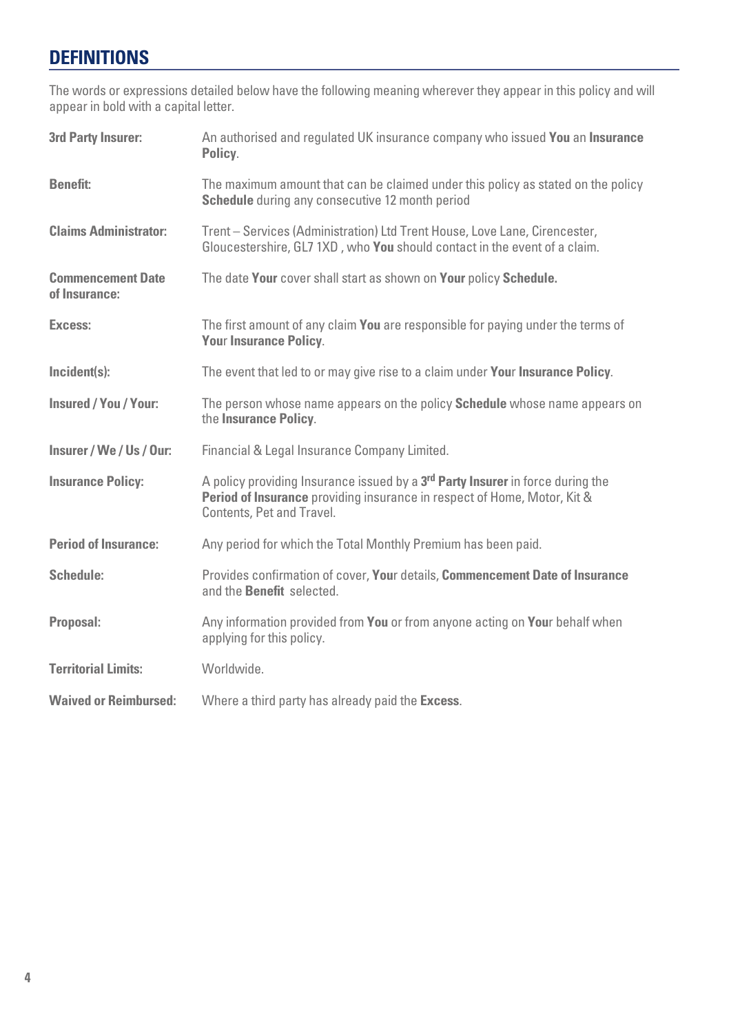## DEFINITIONS

The words or expressions detailed below have the following meaning wherever they appear in this policy and will appear in bold with a capital letter.

| | |
|---|---|
| **3rd Party Insurer:** | An authorised and regulated UK insurance company who issued **You** an **Insurance Policy**. |
| **Benefit:** | The maximum amount that can be claimed under this policy as stated on the policy **Schedule** during any consecutive 12 month period |
| **Claims Administrator:** | Trent – Services (Administration) Ltd Trent House, Love Lane, Cirencester, Gloucestershire, GL7 1XD , who **You** should contact in the event of a claim. |
| **Commencement Date of Insurance:** | The date **Your** cover shall start as shown on **Your** policy **Schedule.** |
| **Excess:** | The first amount of any claim **You** are responsible for paying under the terms of **Your Insurance Policy**. |
| **Incident(s):** | The event that led to or may give rise to a claim under **Your Insurance Policy**. |
| **Insured / You / Your:** | The person whose name appears on the policy **Schedule** whose name appears on the **Insurance Policy**. |
| **Insurer / We / Us / Our:** | Financial & Legal Insurance Company Limited. |
| **Insurance Policy:** | A policy providing Insurance issued by a **3rd Party Insurer** in force during the **Period of Insurance** providing insurance in respect of Home, Motor, Kit & Contents, Pet and Travel. |
| **Period of Insurance:** | Any period for which the Total Monthly Premium has been paid. |
| **Schedule:** | Provides confirmation of cover, **Your** details, **Commencement Date of Insurance** and the **Benefit** selected. |
| **Proposal:** | Any information provided from **You** or from anyone acting on **Your** behalf when applying for this policy. |
| **Territorial Limits:** | Worldwide. |
| **Waived or Reimbursed:** | Where a third party has already paid the **Excess**. |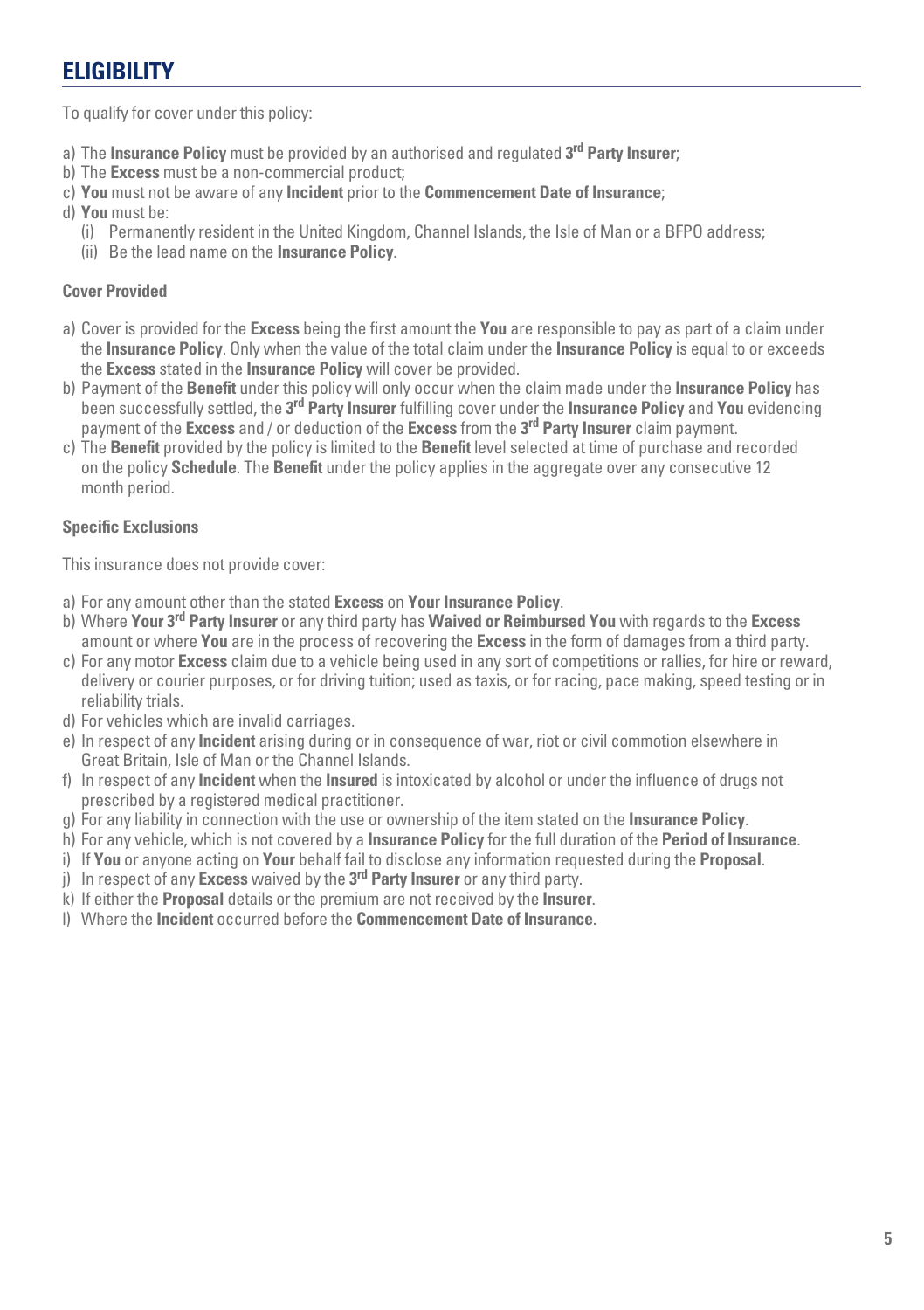## ELIGIBILITY

To qualify for cover under this policy:

a) The **Insurance Policy** must be provided by an authorised and regulated **3rd Party Insurer**;
b) The **Excess** must be a non-commercial product;
c) **You** must not be aware of any **Incident** prior to the **Commencement Date of Insurance**;
d) **You** must be:
   (i) Permanently resident in the United Kingdom, Channel Islands, the Isle of Man or a BFPO address;
   (ii) Be the lead name on the **Insurance Policy**.

### Cover Provided

a) Cover is provided for the **Excess** being the first amount the **You** are responsible to pay as part of a claim under the **Insurance Policy**. Only when the value of the total claim under the **Insurance Policy** is equal to or exceeds the **Excess** stated in the **Insurance Policy** will cover be provided.
b) Payment of the **Benefit** under this policy will only occur when the claim made under the **Insurance Policy** has been successfully settled, the **3rd Party Insurer** fulfilling cover under the **Insurance Policy** and **You** evidencing payment of the **Excess** and / or deduction of the **Excess** from the **3rd Party Insurer** claim payment.
c) The **Benefit** provided by the policy is limited to the **Benefit** level selected at time of purchase and recorded on the policy **Schedule**. The **Benefit** under the policy applies in the aggregate over any consecutive 12 month period.

### Specific Exclusions

This insurance does not provide cover:

a) For any amount other than the stated **Excess** on **Your Insurance Policy**.
b) Where **Your 3rd Party Insurer** or any third party has **Waived or Reimbursed You** with regards to the **Excess** amount or where **You** are in the process of recovering the **Excess** in the form of damages from a third party.
c) For any motor **Excess** claim due to a vehicle being used in any sort of competitions or rallies, for hire or reward, delivery or courier purposes, or for driving tuition; used as taxis, or for racing, pace making, speed testing or in reliability trials.
d) For vehicles which are invalid carriages.
e) In respect of any **Incident** arising during or in consequence of war, riot or civil commotion elsewhere in Great Britain, Isle of Man or the Channel Islands.
f) In respect of any **Incident** when the **Insured** is intoxicated by alcohol or under the influence of drugs not prescribed by a registered medical practitioner.
g) For any liability in connection with the use or ownership of the item stated on the **Insurance Policy**.
h) For any vehicle, which is not covered by a **Insurance Policy** for the full duration of the **Period of Insurance**.
i) If **You** or anyone acting on **Your** behalf fail to disclose any information requested during the **Proposal**.
j) In respect of any **Excess** waived by the **3rd Party Insurer** or any third party.
k) If either the **Proposal** details or the premium are not received by the **Insurer**.
l) Where the **Incident** occurred before the **Commencement Date of Insurance**.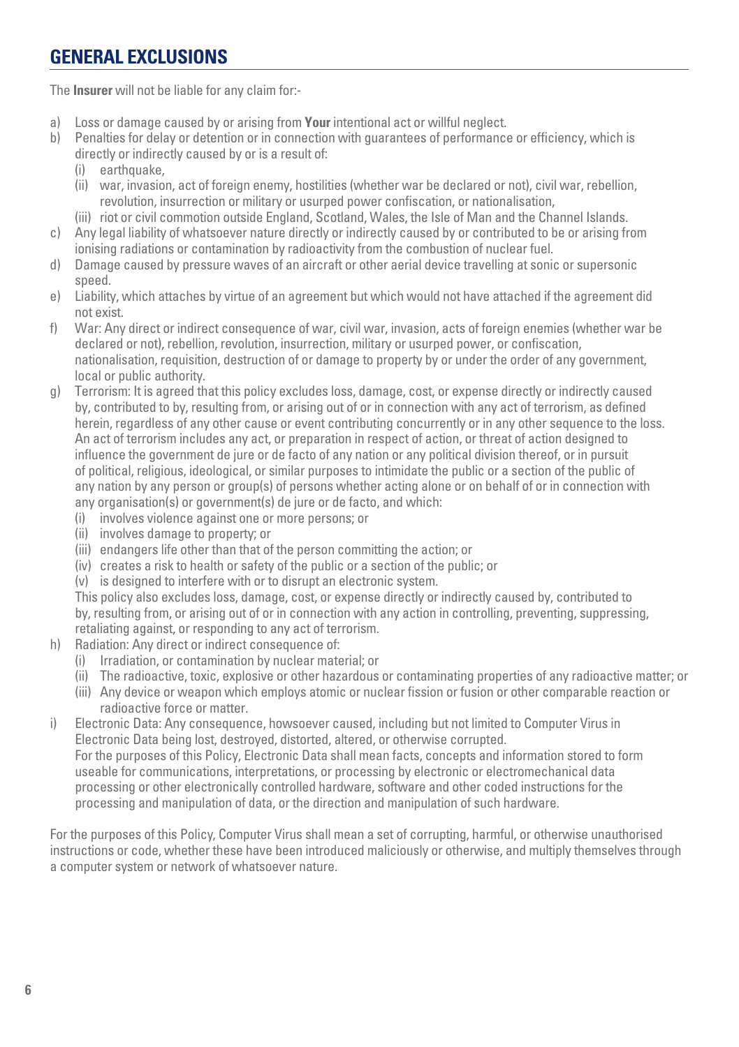## GENERAL EXCLUSIONS

The **Insurer** will not be liable for any claim for:-

a) Loss or damage caused by or arising from **Your** intentional act or willful neglect.
b) Penalties for delay or detention or in connection with guarantees of performance or efficiency, which is directly or indirectly caused by or is a result of:
   (i) earthquake,
   (ii) war, invasion, act of foreign enemy, hostilities (whether war be declared or not), civil war, rebellion, revolution, insurrection or military or usurped power confiscation, or nationalisation,
   (iii) riot or civil commotion outside England, Scotland, Wales, the Isle of Man and the Channel Islands.
c) Any legal liability of whatsoever nature directly or indirectly caused by or contributed to be or arising from ionising radiations or contamination by radioactivity from the combustion of nuclear fuel.
d) Damage caused by pressure waves of an aircraft or other aerial device travelling at sonic or supersonic speed.
e) Liability, which attaches by virtue of an agreement but which would not have attached if the agreement did not exist.
f) War: Any direct or indirect consequence of war, civil war, invasion, acts of foreign enemies (whether war be declared or not), rebellion, revolution, insurrection, military or usurped power, or confiscation, nationalisation, requisition, destruction of or damage to property by or under the order of any government, local or public authority.
g) Terrorism: It is agreed that this policy excludes loss, damage, cost, or expense directly or indirectly caused by, contributed to by, resulting from, or arising out of or in connection with any act of terrorism, as defined herein, regardless of any other cause or event contributing concurrently or in any other sequence to the loss. An act of terrorism includes any act, or preparation in respect of action, or threat of action designed to influence the government de jure or de facto of any nation or any political division thereof, or in pursuit of political, religious, ideological, or similar purposes to intimidate the public or a section of the public of any nation by any person or group(s) of persons whether acting alone or on behalf of or in connection with any organisation(s) or government(s) de jure or de facto, and which:
   (i) involves violence against one or more persons; or
   (ii) involves damage to property; or
   (iii) endangers life other than that of the person committing the action; or
   (iv) creates a risk to health or safety of the public or a section of the public; or
   (v) is designed to interfere with or to disrupt an electronic system.

   This policy also excludes loss, damage, cost, or expense directly or indirectly caused by, contributed to by, resulting from, or arising out of or in connection with any action in controlling, preventing, suppressing, retaliating against, or responding to any act of terrorism.
h) Radiation: Any direct or indirect consequence of:
   (i) Irradiation, or contamination by nuclear material; or
   (ii) The radioactive, toxic, explosive or other hazardous or contaminating properties of any radioactive matter; or
   (iii) Any device or weapon which employs atomic or nuclear fission or fusion or other comparable reaction or radioactive force or matter.
i) Electronic Data: Any consequence, howsoever caused, including but not limited to Computer Virus in Electronic Data being lost, destroyed, distorted, altered, or otherwise corrupted.

   For the purposes of this Policy, Electronic Data shall mean facts, concepts and information stored to form useable for communications, interpretations, or processing by electronic or electromechanical data processing or other electronically controlled hardware, software and other coded instructions for the processing and manipulation of data, or the direction and manipulation of such hardware.

For the purposes of this Policy, Computer Virus shall mean a set of corrupting, harmful, or otherwise unauthorised instructions or code, whether these have been introduced maliciously or otherwise, and multiply themselves through a computer system or network of whatsoever nature.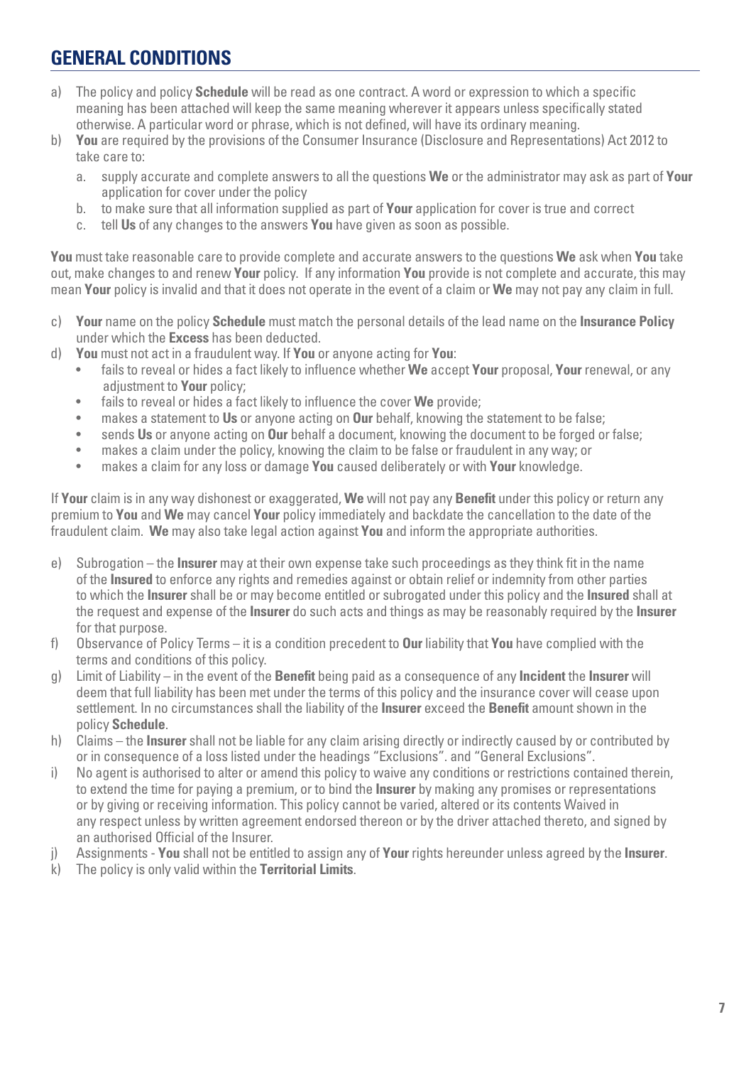## GENERAL CONDITIONS

a) The policy and policy **Schedule** will be read as one contract. A word or expression to which a specific meaning has been attached will keep the same meaning wherever it appears unless specifically stated otherwise. A particular word or phrase, which is not defined, will have its ordinary meaning.

b) **You** are required by the provisions of the Consumer Insurance (Disclosure and Representations) Act 2012 to take care to:

   a. supply accurate and complete answers to all the questions **We** or the administrator may ask as part of **Your** application for cover under the policy
   
   b. to make sure that all information supplied as part of **Your** application for cover is true and correct
   
   c. tell **Us** of any changes to the answers **You** have given as soon as possible.

**You** must take reasonable care to provide complete and accurate answers to the questions **We** ask when **You** take out, make changes to and renew **Your** policy. If any information **You** provide is not complete and accurate, this may mean **Your** policy is invalid and that it does not operate in the event of a claim or **We** may not pay any claim in full.

c) **Your** name on the policy **Schedule** must match the personal details of the lead name on the **Insurance Policy** under which the **Excess** has been deducted.

d) **You** must not act in a fraudulent way. If **You** or anyone acting for **You**:
   - fails to reveal or hides a fact likely to influence whether **We** accept **Your** proposal, **Your** renewal, or any adjustment to **Your** policy;
   - fails to reveal or hides a fact likely to influence the cover **We** provide;
   - makes a statement to **Us** or anyone acting on **Our** behalf, knowing the statement to be false;
   - sends **Us** or anyone acting on **Our** behalf a document, knowing the document to be forged or false;
   - makes a claim under the policy, knowing the claim to be false or fraudulent in any way; or
   - makes a claim for any loss or damage **You** caused deliberately or with **Your** knowledge.

If **Your** claim is in any way dishonest or exaggerated, **We** will not pay any **Benefit** under this policy or return any premium to **You** and **We** may cancel **Your** policy immediately and backdate the cancellation to the date of the fraudulent claim. **We** may also take legal action against **You** and inform the appropriate authorities.

e) Subrogation – the **Insurer** may at their own expense take such proceedings as they think fit in the name of the **Insured** to enforce any rights and remedies against or obtain relief or indemnity from other parties to which the **Insurer** shall be or may become entitled or subrogated under this policy and the **Insured** shall at the request and expense of the **Insurer** do such acts and things as may be reasonably required by the **Insurer** for that purpose.

f) Observance of Policy Terms – it is a condition precedent to **Our** liability that **You** have complied with the terms and conditions of this policy.

g) Limit of Liability – in the event of the **Benefit** being paid as a consequence of any **Incident** the **Insurer** will deem that full liability has been met under the terms of this policy and the insurance cover will cease upon settlement. In no circumstances shall the liability of the **Insurer** exceed the **Benefit** amount shown in the policy **Schedule**.

h) Claims – the **Insurer** shall not be liable for any claim arising directly or indirectly caused by or contributed by or in consequence of a loss listed under the headings "Exclusions". and "General Exclusions".

i) No agent is authorised to alter or amend this policy to waive any conditions or restrictions contained therein, to extend the time for paying a premium, or to bind the **Insurer** by making any promises or representations or by giving or receiving information. This policy cannot be varied, altered or its contents Waived in any respect unless by written agreement endorsed thereon or by the driver attached thereto, and signed by an authorised Official of the Insurer.

j) Assignments - **You** shall not be entitled to assign any of **Your** rights hereunder unless agreed by the **Insurer**.

k) The policy is only valid within the **Territorial Limits**.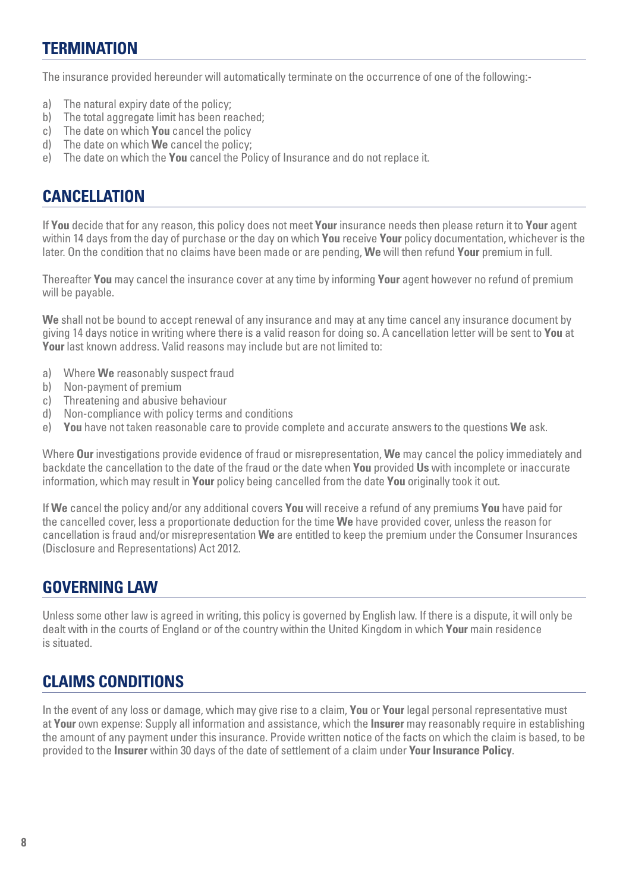## TERMINATION

The insurance provided hereunder will automatically terminate on the occurrence of one of the following:-

a) The natural expiry date of the policy;
b) The total aggregate limit has been reached;
c) The date on which **You** cancel the policy
d) The date on which **We** cancel the policy;
e) The date on which the **You** cancel the Policy of Insurance and do not replace it.

## CANCELLATION

If **You** decide that for any reason, this policy does not meet **Your** insurance needs then please return it to **Your** agent within 14 days from the day of purchase or the day on which **You** receive **Your** policy documentation, whichever is the later. On the condition that no claims have been made or are pending, **We** will then refund **Your** premium in full.

Thereafter **You** may cancel the insurance cover at any time by informing **Your** agent however no refund of premium will be payable.

**We** shall not be bound to accept renewal of any insurance and may at any time cancel any insurance document by giving 14 days notice in writing where there is a valid reason for doing so. A cancellation letter will be sent to **You** at **Your** last known address. Valid reasons may include but are not limited to:

a) Where **We** reasonably suspect fraud
b) Non-payment of premium
c) Threatening and abusive behaviour
d) Non-compliance with policy terms and conditions
e) **You** have not taken reasonable care to provide complete and accurate answers to the questions **We** ask.

Where **Our** investigations provide evidence of fraud or misrepresentation, **We** may cancel the policy immediately and backdate the cancellation to the date of the fraud or the date when **You** provided **Us** with incomplete or inaccurate information, which may result in **Your** policy being cancelled from the date **You** originally took it out.

If **We** cancel the policy and/or any additional covers **You** will receive a refund of any premiums **You** have paid for the cancelled cover, less a proportionate deduction for the time **We** have provided cover, unless the reason for cancellation is fraud and/or misrepresentation **We** are entitled to keep the premium under the Consumer Insurances (Disclosure and Representations) Act 2012.

## GOVERNING LAW

Unless some other law is agreed in writing, this policy is governed by English law. If there is a dispute, it will only be dealt with in the courts of England or of the country within the United Kingdom in which **Your** main residence is situated.

## CLAIMS CONDITIONS

In the event of any loss or damage, which may give rise to a claim, **You** or **Your** legal personal representative must at **Your** own expense: Supply all information and assistance, which the **Insurer** may reasonably require in establishing the amount of any payment under this insurance. Provide written notice of the facts on which the claim is based, to be provided to the **Insurer** within 30 days of the date of settlement of a claim under **Your Insurance Policy**.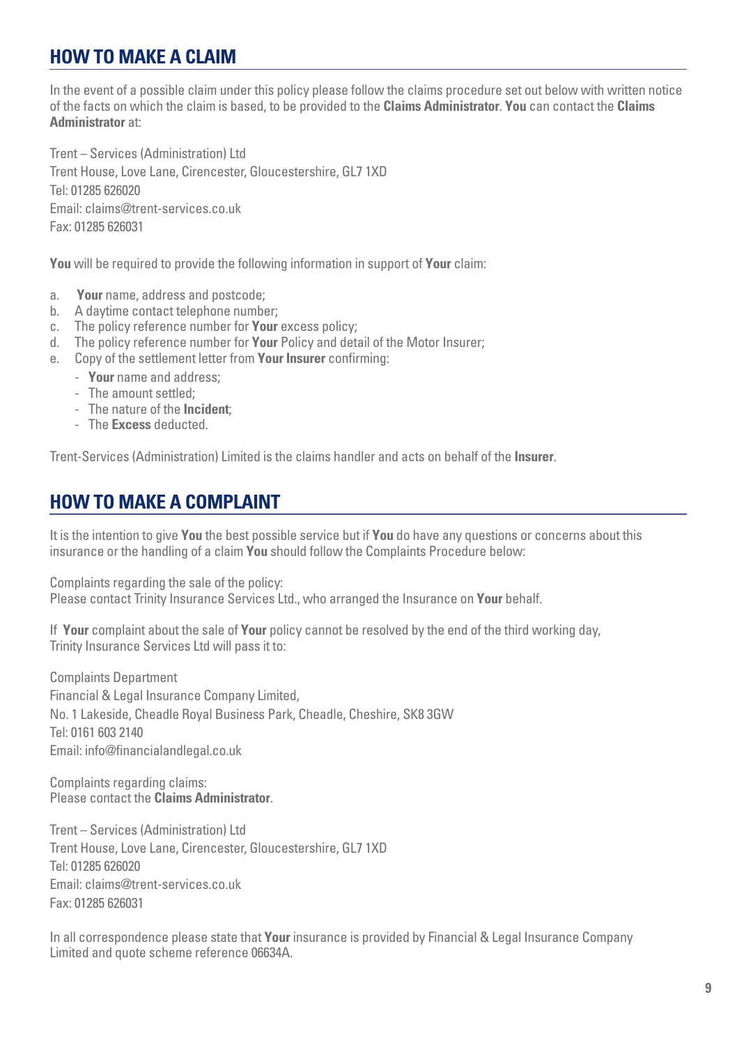## HOW TO MAKE A CLAIM

In the event of a possible claim under this policy please follow the claims procedure set out below with written notice of the facts on which the claim is based, to be provided to the **Claims Administrator**. **You** can contact the **Claims Administrator** at:

Trent – Services (Administration) Ltd
Trent House, Love Lane, Cirencester, Gloucestershire, GL7 1XD
Tel: 01285 626020
Email: claims@trent-services.co.uk
Fax: 01285 626031

**You** will be required to provide the following information in support of **Your** claim:

a. **Your** name, address and postcode;
b. A daytime contact telephone number;
c. The policy reference number for **Your** excess policy;
d. The policy reference number for **Your** Policy and detail of the Motor Insurer;
e. Copy of the settlement letter from **Your Insurer** confirming:
   - **Your** name and address;
   - The amount settled;
   - The nature of the **Incident**;
   - The **Excess** deducted.

Trent-Services (Administration) Limited is the claims handler and acts on behalf of the **Insurer**.

## HOW TO MAKE A COMPLAINT

It is the intention to give **You** the best possible service but if **You** do have any questions or concerns about this insurance or the handling of a claim **You** should follow the Complaints Procedure below:

Complaints regarding the sale of the policy:
Please contact Trinity Insurance Services Ltd., who arranged the Insurance on **Your** behalf.

If **Your** complaint about the sale of **Your** policy cannot be resolved by the end of the third working day, Trinity Insurance Services Ltd will pass it to:

Complaints Department
Financial & Legal Insurance Company Limited,
No. 1 Lakeside, Cheadle Royal Business Park, Cheadle, Cheshire, SK8 3GW
Tel: 0161 603 2140
Email: info@financialandlegal.co.uk

Complaints regarding claims:
Please contact the **Claims Administrator**.

Trent – Services (Administration) Ltd
Trent House, Love Lane, Cirencester, Gloucestershire, GL7 1XD
Tel: 01285 626020
Email: claims@trent-services.co.uk
Fax: 01285 626031

In all correspondence please state that **Your** insurance is provided by Financial & Legal Insurance Company Limited and quote scheme reference 06634A.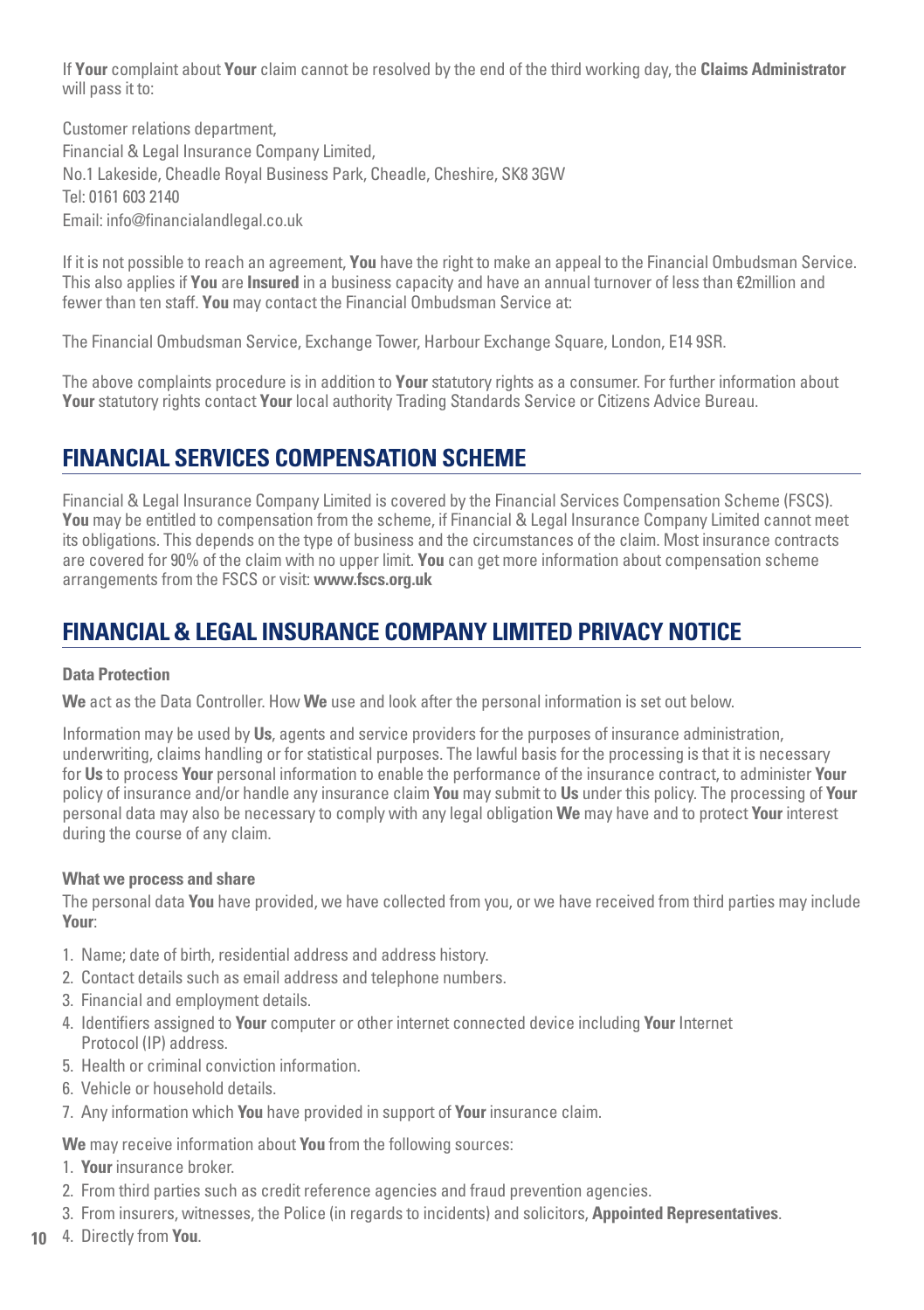If **Your** complaint about **Your** claim cannot be resolved by the end of the third working day, the **Claims Administrator** will pass it to:

Customer relations department,
Financial & Legal Insurance Company Limited,
No.1 Lakeside, Cheadle Royal Business Park, Cheadle, Cheshire, SK8 3GW
Tel: 0161 603 2140
Email: info@financialandlegal.co.uk

If it is not possible to reach an agreement, **You** have the right to make an appeal to the Financial Ombudsman Service. This also applies if **You** are **Insured** in a business capacity and have an annual turnover of less than €2million and fewer than ten staff. **You** may contact the Financial Ombudsman Service at:

The Financial Ombudsman Service, Exchange Tower, Harbour Exchange Square, London, E14 9SR.

The above complaints procedure is in addition to **Your** statutory rights as a consumer. For further information about **Your** statutory rights contact **Your** local authority Trading Standards Service or Citizens Advice Bureau.

## FINANCIAL SERVICES COMPENSATION SCHEME

Financial & Legal Insurance Company Limited is covered by the Financial Services Compensation Scheme (FSCS). **You** may be entitled to compensation from the scheme, if Financial & Legal Insurance Company Limited cannot meet its obligations. This depends on the type of business and the circumstances of the claim. Most insurance contracts are covered for 90% of the claim with no upper limit. **You** can get more information about compensation scheme arrangements from the FSCS or visit: **www.fscs.org.uk**

## FINANCIAL & LEGAL INSURANCE COMPANY LIMITED PRIVACY NOTICE

### Data Protection

**We** act as the Data Controller. How **We** use and look after the personal information is set out below.

Information may be used by **Us**, agents and service providers for the purposes of insurance administration, underwriting, claims handling or for statistical purposes. The lawful basis for the processing is that it is necessary for **Us** to process **Your** personal information to enable the performance of the insurance contract, to administer **Your** policy of insurance and/or handle any insurance claim **You** may submit to **Us** under this policy. The processing of **Your** personal data may also be necessary to comply with any legal obligation **We** may have and to protect **Your** interest during the course of any claim.

### What we process and share

The personal data **You** have provided, we have collected from you, or we have received from third parties may include **Your**:

1. Name; date of birth, residential address and address history.
2. Contact details such as email address and telephone numbers.
3. Financial and employment details.
4. Identifiers assigned to **Your** computer or other internet connected device including **Your** Internet Protocol (IP) address.
5. Health or criminal conviction information.
6. Vehicle or household details.
7. Any information which **You** have provided in support of **Your** insurance claim.

**We** may receive information about **You** from the following sources:

1. **Your** insurance broker.
2. From third parties such as credit reference agencies and fraud prevention agencies.
3. From insurers, witnesses, the Police (in regards to incidents) and solicitors, **Appointed Representatives**.
4. Directly from **You**.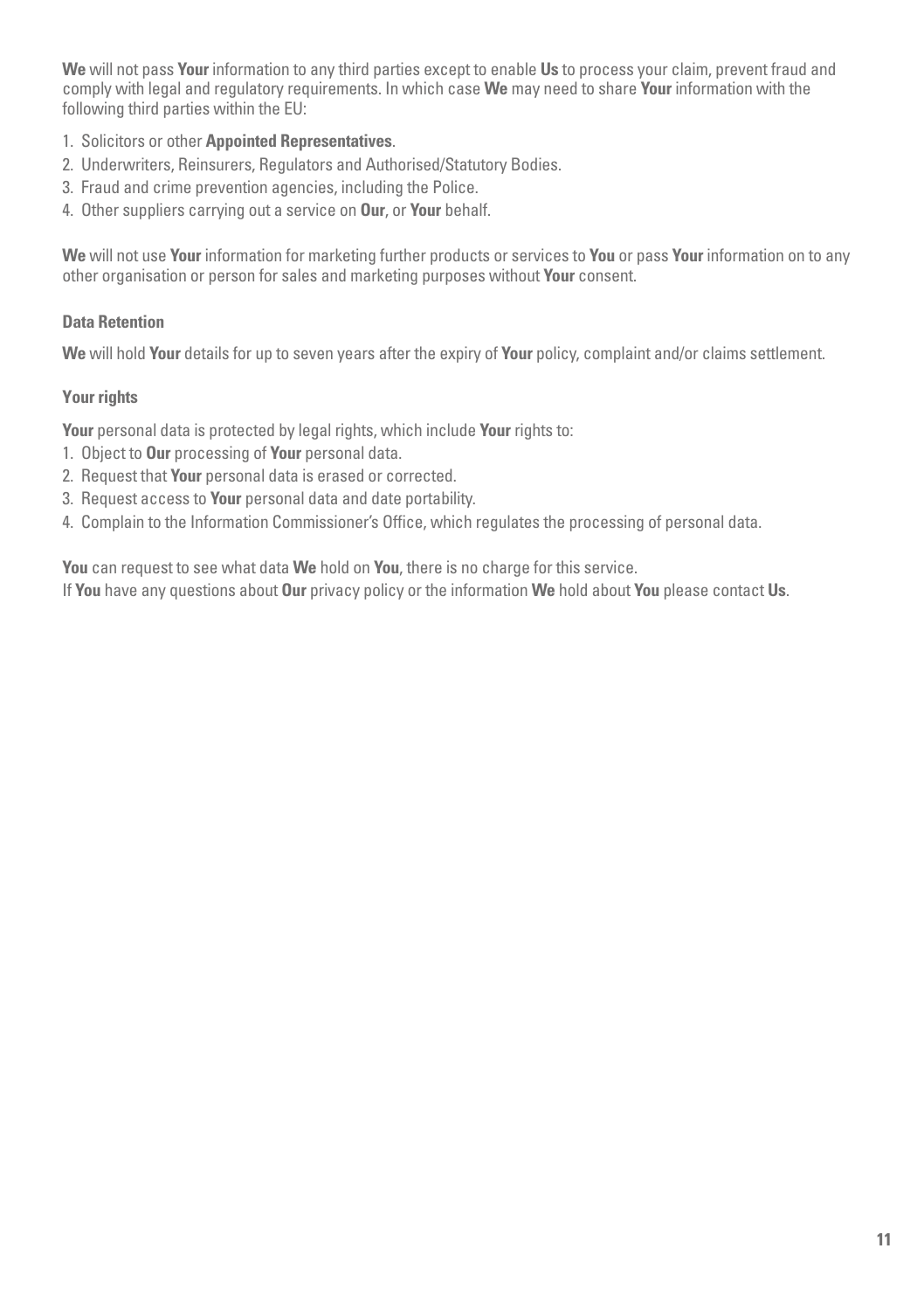**We** will not pass **Your** information to any third parties except to enable **Us** to process your claim, prevent fraud and comply with legal and regulatory requirements. In which case **We** may need to share **Your** information with the following third parties within the EU:

1. Solicitors or other **Appointed Representatives**.
2. Underwriters, Reinsurers, Regulators and Authorised/Statutory Bodies.
3. Fraud and crime prevention agencies, including the Police.
4. Other suppliers carrying out a service on **Our**, or **Your** behalf.

**We** will not use **Your** information for marketing further products or services to **You** or pass **Your** information on to any other organisation or person for sales and marketing purposes without **Your** consent.

### Data Retention

**We** will hold **Your** details for up to seven years after the expiry of **Your** policy, complaint and/or claims settlement.

### Your rights

**Your** personal data is protected by legal rights, which include **Your** rights to:

1. Object to **Our** processing of **Your** personal data.
2. Request that **Your** personal data is erased or corrected.
3. Request access to **Your** personal data and date portability.
4. Complain to the Information Commissioner's Office, which regulates the processing of personal data.

**You** can request to see what data **We** hold on **You**, there is no charge for this service.
If **You** have any questions about **Our** privacy policy or the information **We** hold about **You** please contact **Us**.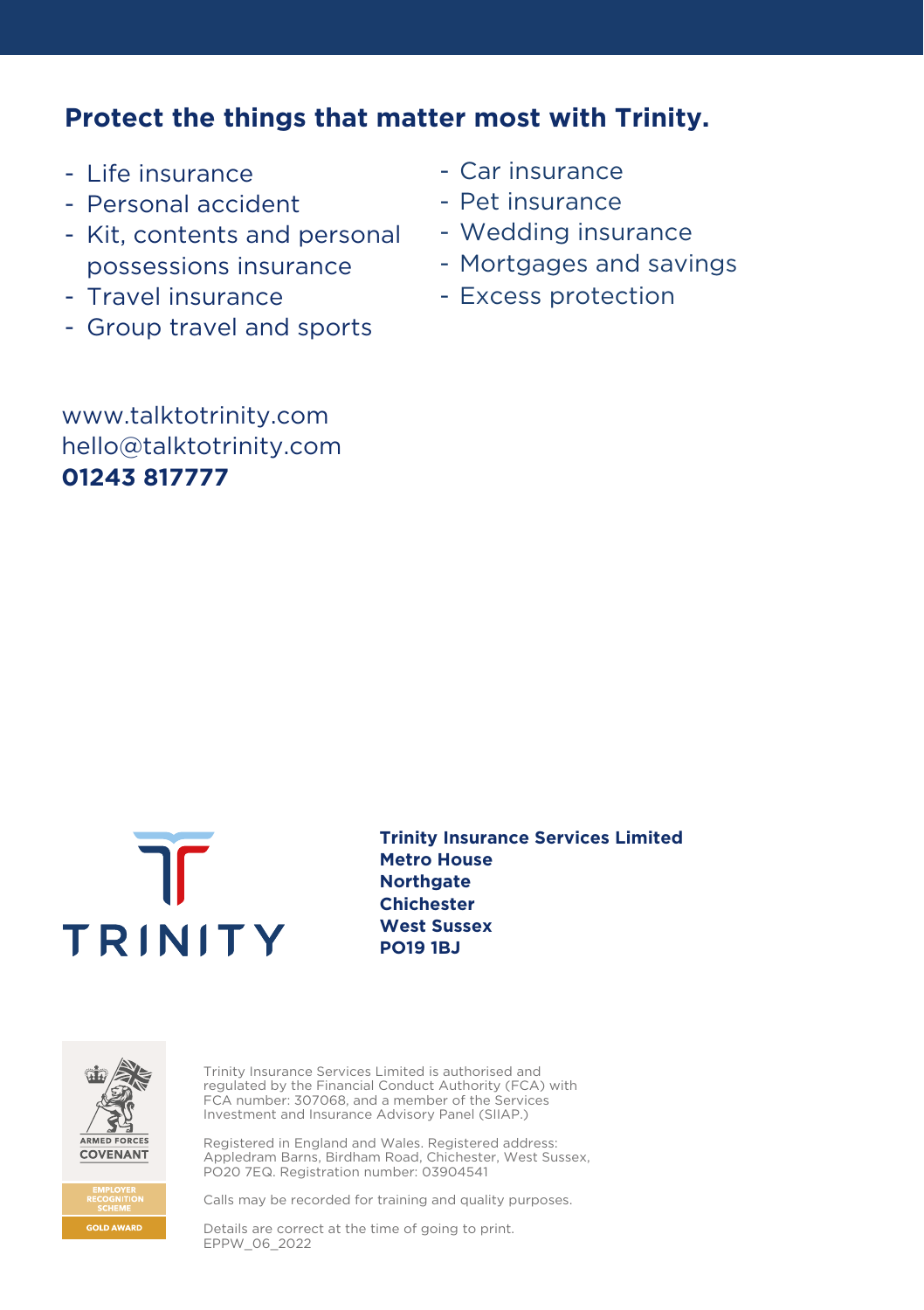## Protect the things that matter most with Trinity.

- Life insurance
- Personal accident
- Kit, contents and personal possessions insurance
- Travel insurance
- Group travel and sports
- Car insurance
- Pet insurance
- Wedding insurance
- Mortgages and savings
- Excess protection

www.talktotrinity.com
hello@talktotrinity.com
**01243 817777**

TRINITY

**Trinity Insurance Services Limited**
**Metro House**
**Northgate**
**Chichester**
**West Sussex**
**PO19 1BJ**

ARMED FORCES COVENANT
EMPLOYER RECOGNITION SCHEME
GOLD AWARD

Trinity Insurance Services Limited is authorised and regulated by the Financial Conduct Authority (FCA) with FCA number: 307068, and a member of the Services Investment and Insurance Advisory Panel (SIIAP.)

Registered in England and Wales. Registered address: Appledram Barns, Birdham Road, Chichester, West Sussex, PO20 7EQ. Registration number: 03904541

Calls may be recorded for training and quality purposes.

Details are correct at the time of going to print.
EPPW_06_2022